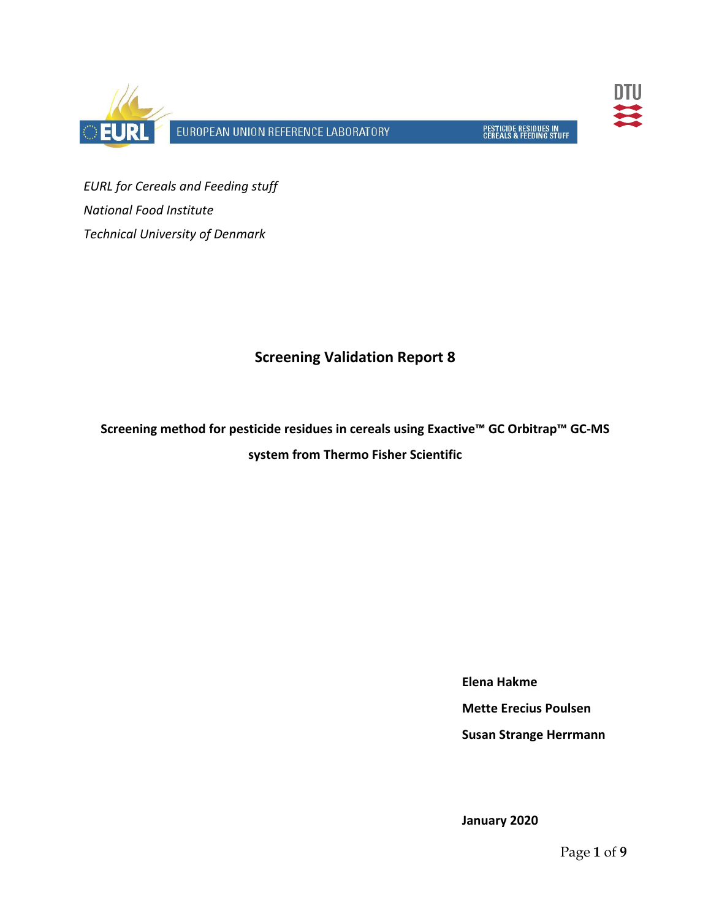EUROPEAN UNION REFERENCE LABORATORY

PESTICIDE RESIDUES IN CEREALS & FEEDING STUFF

*EURL for Cereals and Feeding stuff*

*National Food Institute*

*Technical University of Denmark*

# Screening Validation Report 8

**Screening method for pesticide residues in cereals using Exactive™ GC Orbitrap™ GC-MS system from Thermo Fisher Scientific**

**Elena Hakme**

**Mette Erecius Poulsen**

**Susan Strange Herrmann**

**January 2020**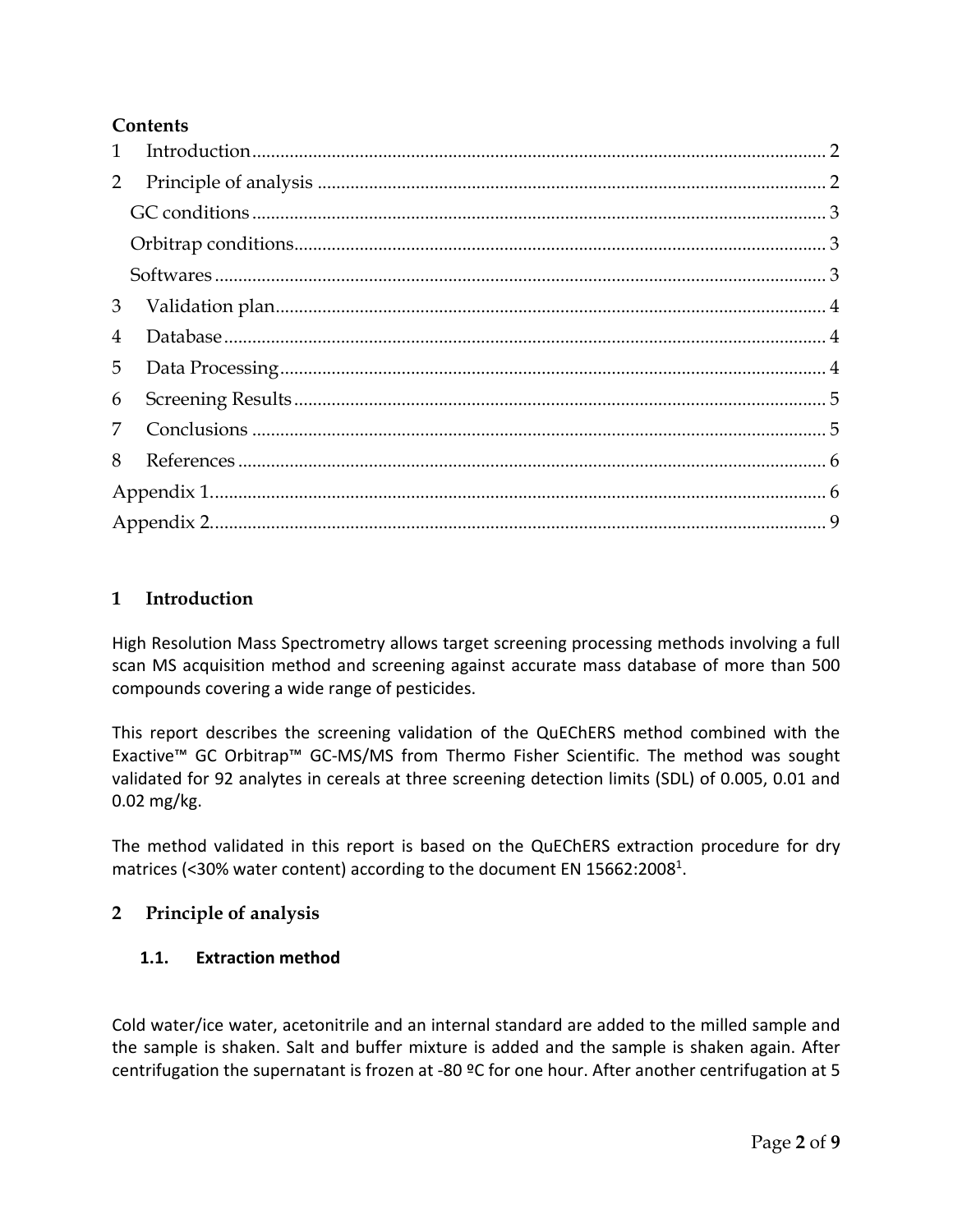**Contents**

1 Introduction ........................................................................................................... 2
2 Principle of analysis ............................................................................................. 2
  GC conditions ........................................................................................................ 3
  Orbitrap conditions ................................................................................................ 3
  Softwares ............................................................................................................... 3
3 Validation plan ...................................................................................................... 4
4 Database ................................................................................................................ 4
5 Data Processing .................................................................................................... 4
6 Screening Results ................................................................................................. 5
7 Conclusions ........................................................................................................... 5
8 References ............................................................................................................. 6
Appendix 1 ................................................................................................................. 6
Appendix 2 ................................................................................................................. 9

# 1 Introduction

High Resolution Mass Spectrometry allows target screening processing methods involving a full scan MS acquisition method and screening against accurate mass database of more than 500 compounds covering a wide range of pesticides.

This report describes the screening validation of the QuEChERS method combined with the Exactive™ GC Orbitrap™ GC-MS/MS from Thermo Fisher Scientific. The method was sought validated for 92 analytes in cereals at three screening detection limits (SDL) of 0.005, 0.01 and 0.02 mg/kg.

The method validated in this report is based on the QuEChERS extraction procedure for dry matrices (<30% water content) according to the document EN 15662:2008[1].

# 2 Principle of analysis

## 1.1. Extraction method

Cold water/ice water, acetonitrile and an internal standard are added to the milled sample and the sample is shaken. Salt and buffer mixture is added and the sample is shaken again. After centrifugation the supernatant is frozen at -80 ºC for one hour. After another centrifugation at 5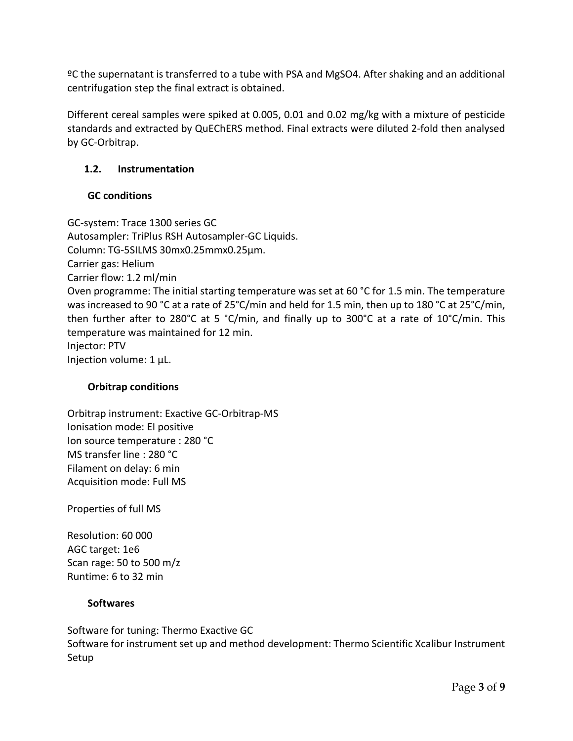ºC the supernatant is transferred to a tube with PSA and $MgSO_4$. After shaking and an additional centrifugation step the final extract is obtained.

Different cereal samples were spiked at 0.005, 0.01 and 0.02 mg/kg with a mixture of pesticide standards and extracted by QuEChERS method. Final extracts were diluted 2-fold then analysed by GC-Orbitrap.

### 1.2. Instrumentation

#### GC conditions

GC-system: Trace 1300 series GC  
Autosampler: TriPlus RSH Autosampler-GC Liquids.  
Column: TG-5SILMS 30mx0.25mmx0.25µm.  
Carrier gas: Helium  
Carrier flow: 1.2 ml/min  
Oven programme: The initial starting temperature was set at 60 °C for 1.5 min. The temperature was increased to 90 °C at a rate of 25°C/min and held for 1.5 min, then up to 180 °C at 25°C/min, then further after to 280°C at 5 °C/min, and finally up to 300°C at a rate of 10°C/min. This temperature was maintained for 12 min.  
Injector: PTV  
Injection volume: 1 µL.

#### Orbitrap conditions

Orbitrap instrument: Exactive GC-Orbitrap-MS  
Ionisation mode: EI positive  
Ion source temperature : 280 °C  
MS transfer line : 280 °C  
Filament on delay: 6 min  
Acquisition mode: Full MS

Properties of full MS

Resolution: 60 000  
AGC target: 1e6  
Scan rage: 50 to 500 m/z  
Runtime: 6 to 32 min

#### Softwares

Software for tuning: Thermo Exactive GC  
Software for instrument set up and method development: Thermo Scientific Xcalibur Instrument Setup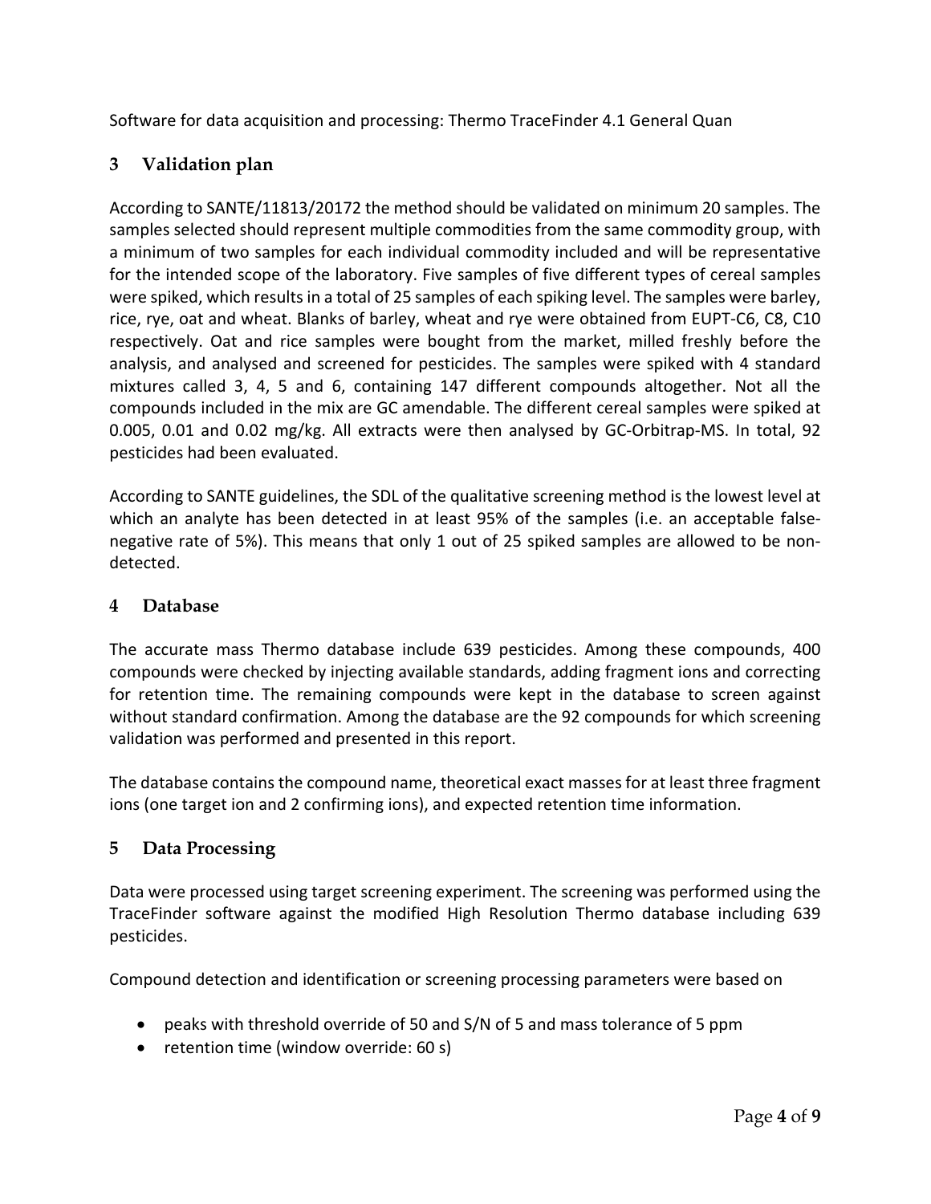Software for data acquisition and processing: Thermo TraceFinder 4.1 General Quan

## 3 Validation plan

According to SANTE/11813/20172 the method should be validated on minimum 20 samples. The samples selected should represent multiple commodities from the same commodity group, with a minimum of two samples for each individual commodity included and will be representative for the intended scope of the laboratory. Five samples of five different types of cereal samples were spiked, which results in a total of 25 samples of each spiking level. The samples were barley, rice, rye, oat and wheat. Blanks of barley, wheat and rye were obtained from EUPT-C6, C8, C10 respectively. Oat and rice samples were bought from the market, milled freshly before the analysis, and analysed and screened for pesticides. The samples were spiked with 4 standard mixtures called 3, 4, 5 and 6, containing 147 different compounds altogether. Not all the compounds included in the mix are GC amendable. The different cereal samples were spiked at 0.005, 0.01 and 0.02 mg/kg. All extracts were then analysed by GC-Orbitrap-MS. In total, 92 pesticides had been evaluated.

According to SANTE guidelines, the SDL of the qualitative screening method is the lowest level at which an analyte has been detected in at least 95% of the samples (i.e. an acceptable false-negative rate of 5%). This means that only 1 out of 25 spiked samples are allowed to be non-detected.

## 4 Database

The accurate mass Thermo database include 639 pesticides. Among these compounds, 400 compounds were checked by injecting available standards, adding fragment ions and correcting for retention time. The remaining compounds were kept in the database to screen against without standard confirmation. Among the database are the 92 compounds for which screening validation was performed and presented in this report.

The database contains the compound name, theoretical exact masses for at least three fragment ions (one target ion and 2 confirming ions), and expected retention time information.

## 5 Data Processing

Data were processed using target screening experiment. The screening was performed using the TraceFinder software against the modified High Resolution Thermo database including 639 pesticides.

Compound detection and identification or screening processing parameters were based on

- peaks with threshold override of 50 and S/N of 5 and mass tolerance of 5 ppm
- retention time (window override: 60 s)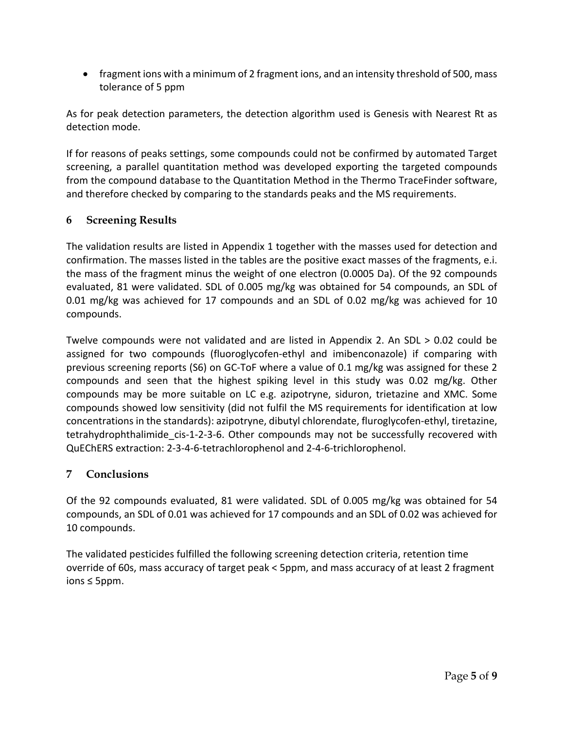- fragment ions with a minimum of 2 fragment ions, and an intensity threshold of 500, mass tolerance of 5 ppm

As for peak detection parameters, the detection algorithm used is Genesis with Nearest Rt as detection mode.

If for reasons of peaks settings, some compounds could not be confirmed by automated Target screening, a parallel quantitation method was developed exporting the targeted compounds from the compound database to the Quantitation Method in the Thermo TraceFinder software, and therefore checked by comparing to the standards peaks and the MS requirements.

## 6 Screening Results

The validation results are listed in Appendix 1 together with the masses used for detection and confirmation. The masses listed in the tables are the positive exact masses of the fragments, e.i. the mass of the fragment minus the weight of one electron (0.0005 Da). Of the 92 compounds evaluated, 81 were validated. SDL of 0.005 mg/kg was obtained for 54 compounds, an SDL of 0.01 mg/kg was achieved for 17 compounds and an SDL of 0.02 mg/kg was achieved for 10 compounds.

Twelve compounds were not validated and are listed in Appendix 2. An SDL > 0.02 could be assigned for two compounds (fluoroglycofen-ethyl and imibenconazole) if comparing with previous screening reports (S6) on GC-ToF where a value of 0.1 mg/kg was assigned for these 2 compounds and seen that the highest spiking level in this study was 0.02 mg/kg. Other compounds may be more suitable on LC e.g. azipotryne, siduron, trietazine and XMC. Some compounds showed low sensitivity (did not fulfil the MS requirements for identification at low concentrations in the standards): azipotryne, dibutyl chlorendate, fluroglycofen-ethyl, tiretazine, tetrahydrophthalimide_cis-1-2-3-6. Other compounds may not be successfully recovered with QuEChERS extraction: 2-3-4-6-tetrachlorophenol and 2-4-6-trichlorophenol.

## 7 Conclusions

Of the 92 compounds evaluated, 81 were validated. SDL of 0.005 mg/kg was obtained for 54 compounds, an SDL of 0.01 was achieved for 17 compounds and an SDL of 0.02 was achieved for 10 compounds.

The validated pesticides fulfilled the following screening detection criteria, retention time override of 60s, mass accuracy of target peak < 5ppm, and mass accuracy of at least 2 fragment ions ≤ 5ppm.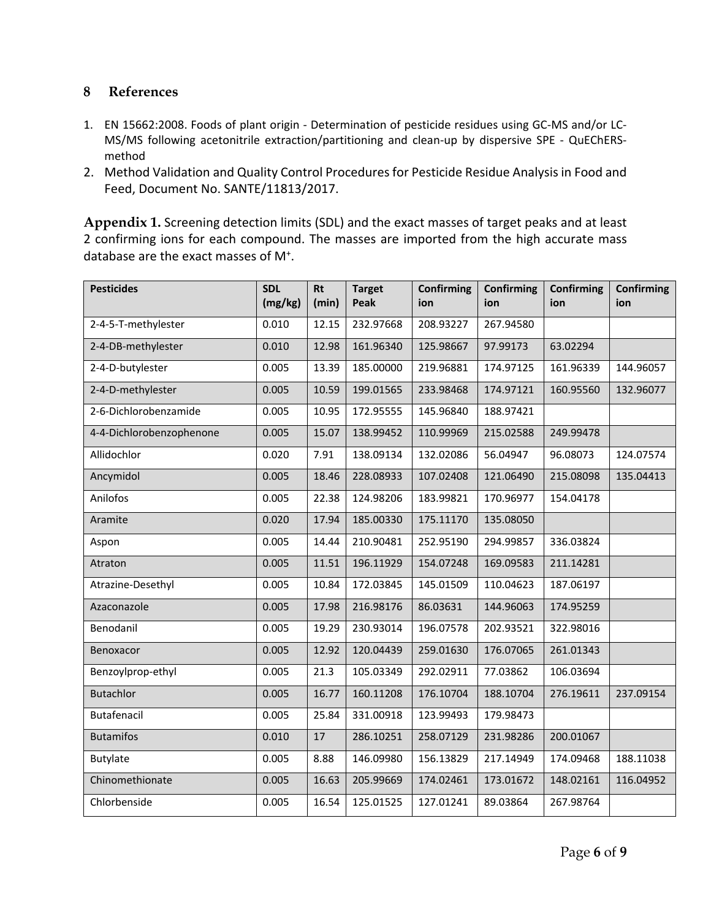## 8 References

1. EN 15662:2008. Foods of plant origin - Determination of pesticide residues using GC-MS and/or LC-MS/MS following acetonitrile extraction/partitioning and clean-up by dispersive SPE - QuEChERS-method
2. Method Validation and Quality Control Procedures for Pesticide Residue Analysis in Food and Feed, Document No. SANTE/11813/2017.

**Appendix 1.** Screening detection limits (SDL) and the exact masses of target peaks and at least 2 confirming ions for each compound. The masses are imported from the high accurate mass database are the exact masses of $M^+$.

| Pesticides | SDL (mg/kg) | Rt (min) | Target Peak | Confirming ion | Confirming ion | Confirming ion | Confirming ion |
|---|---|---|---|---|---|---|---|
| 2-4-5-T-methylester | 0.010 | 12.15 | 232.97668 | 208.93227 | 267.94580 | | |
| 2-4-DB-methylester | 0.010 | 12.98 | 161.96340 | 125.98667 | 97.99173 | 63.02294 | |
| 2-4-D-butylester | 0.005 | 13.39 | 185.00000 | 219.96881 | 174.97125 | 161.96339 | 144.96057 |
| 2-4-D-methylester | 0.005 | 10.59 | 199.01565 | 233.98468 | 174.97121 | 160.95560 | 132.96077 |
| 2-6-Dichlorobenzamide | 0.005 | 10.95 | 172.95555 | 145.96840 | 188.97421 | | |
| 4-4-Dichlorobenzophenone | 0.005 | 15.07 | 138.99452 | 110.99969 | 215.02588 | 249.99478 | |
| Allidochlor | 0.020 | 7.91 | 138.09134 | 132.02086 | 56.04947 | 96.08073 | 124.07574 |
| Ancymidol | 0.005 | 18.46 | 228.08933 | 107.02408 | 121.06490 | 215.08098 | 135.04413 |
| Anilofos | 0.005 | 22.38 | 124.98206 | 183.99821 | 170.96977 | 154.04178 | |
| Aramite | 0.020 | 17.94 | 185.00330 | 175.11170 | 135.08050 | | |
| Aspon | 0.005 | 14.44 | 210.90481 | 252.95190 | 294.99857 | 336.03824 | |
| Atraton | 0.005 | 11.51 | 196.11929 | 154.07248 | 169.09583 | 211.14281 | |
| Atrazine-Desethyl | 0.005 | 10.84 | 172.03845 | 145.01509 | 110.04623 | 187.06197 | |
| Azaconazole | 0.005 | 17.98 | 216.98176 | 86.03631 | 144.96063 | 174.95259 | |
| Benodanil | 0.005 | 19.29 | 230.93014 | 196.07578 | 202.93521 | 322.98016 | |
| Benoxacor | 0.005 | 12.92 | 120.04439 | 259.01630 | 176.07065 | 261.01343 | |
| Benzoylprop-ethyl | 0.005 | 21.3 | 105.03349 | 292.02911 | 77.03862 | 106.03694 | |
| Butachlor | 0.005 | 16.77 | 160.11208 | 176.10704 | 188.10704 | 276.19611 | 237.09154 |
| Butafenacil | 0.005 | 25.84 | 331.00918 | 123.99493 | 179.98473 | | |
| Butamifos | 0.010 | 17 | 286.10251 | 258.07129 | 231.98286 | 200.01067 | |
| Butylate | 0.005 | 8.88 | 146.09980 | 156.13829 | 217.14949 | 174.09468 | 188.11038 |
| Chinomethionate | 0.005 | 16.63 | 205.99669 | 174.02461 | 173.01672 | 148.02161 | 116.04952 |
| Chlorbenside | 0.005 | 16.54 | 125.01525 | 127.01241 | 89.03864 | 267.98764 | |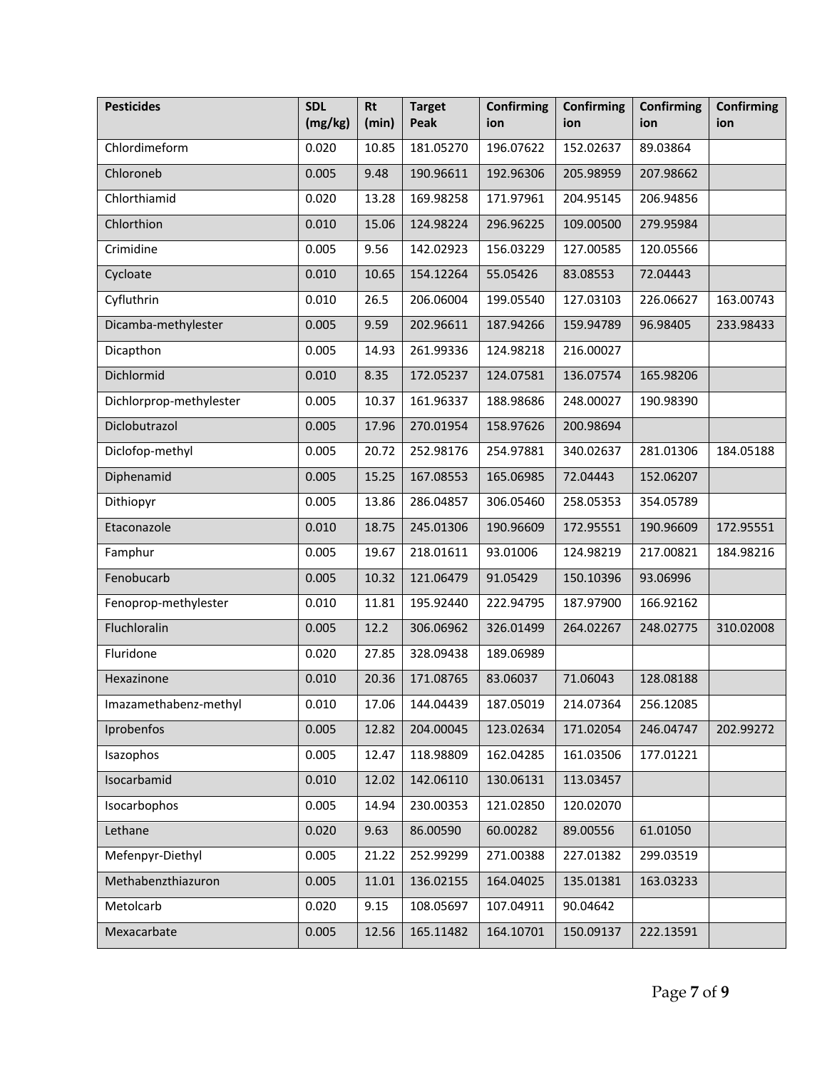| Pesticides | SDL (mg/kg) | Rt (min) | Target Peak | Confirming ion | Confirming ion | Confirming ion | Confirming ion |
|---|---|---|---|---|---|---|---|
| Chlordimeform | 0.020 | 10.85 | 181.05270 | 196.07622 | 152.02637 | 89.03864 | |
| Chloroneb | 0.005 | 9.48 | 190.96611 | 192.96306 | 205.98959 | 207.98662 | |
| Chlorthiamid | 0.020 | 13.28 | 169.98258 | 171.97961 | 204.95145 | 206.94856 | |
| Chlorthion | 0.010 | 15.06 | 124.98224 | 296.96225 | 109.00500 | 279.95984 | |
| Crimidine | 0.005 | 9.56 | 142.02923 | 156.03229 | 127.00585 | 120.05566 | |
| Cycloate | 0.010 | 10.65 | 154.12264 | 55.05426 | 83.08553 | 72.04443 | |
| Cyfluthrin | 0.010 | 26.5 | 206.06004 | 199.05540 | 127.03103 | 226.06627 | 163.00743 |
| Dicamba-methylester | 0.005 | 9.59 | 202.96611 | 187.94266 | 159.94789 | 96.98405 | 233.98433 |
| Dicapthon | 0.005 | 14.93 | 261.99336 | 124.98218 | 216.00027 | | |
| Dichlormid | 0.010 | 8.35 | 172.05237 | 124.07581 | 136.07574 | 165.98206 | |
| Dichlorprop-methylester | 0.005 | 10.37 | 161.96337 | 188.98686 | 248.00027 | 190.98390 | |
| Diclobutrazol | 0.005 | 17.96 | 270.01954 | 158.97626 | 200.98694 | | |
| Diclofop-methyl | 0.005 | 20.72 | 252.98176 | 254.97881 | 340.02637 | 281.01306 | 184.05188 |
| Diphenamid | 0.005 | 15.25 | 167.08553 | 165.06985 | 72.04443 | 152.06207 | |
| Dithiopyr | 0.005 | 13.86 | 286.04857 | 306.05460 | 258.05353 | 354.05789 | |
| Etaconazole | 0.010 | 18.75 | 245.01306 | 190.96609 | 172.95551 | 190.96609 | 172.95551 |
| Famphur | 0.005 | 19.67 | 218.01611 | 93.01006 | 124.98219 | 217.00821 | 184.98216 |
| Fenobucarb | 0.005 | 10.32 | 121.06479 | 91.05429 | 150.10396 | 93.06996 | |
| Fenoprop-methylester | 0.010 | 11.81 | 195.92440 | 222.94795 | 187.97900 | 166.92162 | |
| Fluchloralin | 0.005 | 12.2 | 306.06962 | 326.01499 | 264.02267 | 248.02775 | 310.02008 |
| Fluridone | 0.020 | 27.85 | 328.09438 | 189.06989 | | | |
| Hexazinone | 0.010 | 20.36 | 171.08765 | 83.06037 | 71.06043 | 128.08188 | |
| Imazamethabenz-methyl | 0.010 | 17.06 | 144.04439 | 187.05019 | 214.07364 | 256.12085 | |
| Iprobenfos | 0.005 | 12.82 | 204.00045 | 123.02634 | 171.02054 | 246.04747 | 202.99272 |
| Isazophos | 0.005 | 12.47 | 118.98809 | 162.04285 | 161.03506 | 177.01221 | |
| Isocarbamid | 0.010 | 12.02 | 142.06110 | 130.06131 | 113.03457 | | |
| Isocarbophos | 0.005 | 14.94 | 230.00353 | 121.02850 | 120.02070 | | |
| Lethane | 0.020 | 9.63 | 86.00590 | 60.00282 | 89.00556 | 61.01050 | |
| Mefenpyr-Diethyl | 0.005 | 21.22 | 252.99299 | 271.00388 | 227.01382 | 299.03519 | |
| Methabenzthiazuron | 0.005 | 11.01 | 136.02155 | 164.04025 | 135.01381 | 163.03233 | |
| Metolcarb | 0.020 | 9.15 | 108.05697 | 107.04911 | 90.04642 | | |
| Mexacarbate | 0.005 | 12.56 | 165.11482 | 164.10701 | 150.09137 | 222.13591 | |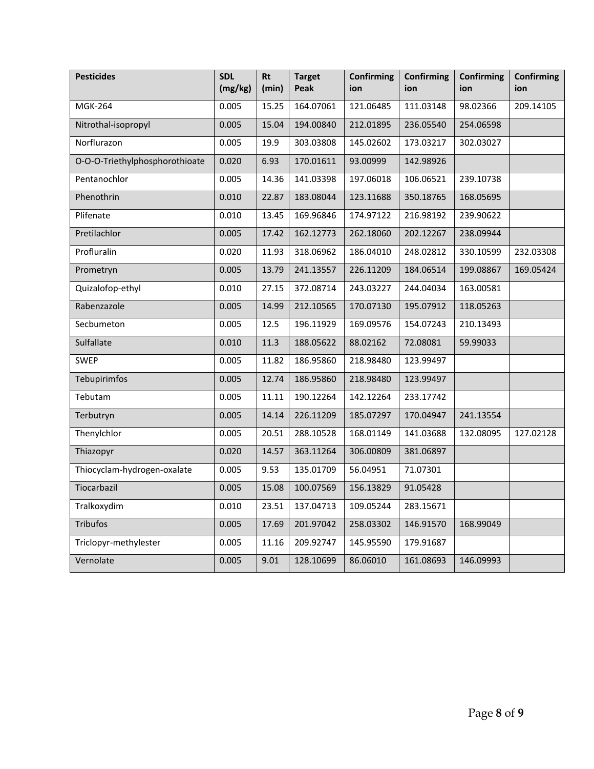| Pesticides | SDL (mg/kg) | Rt (min) | Target Peak | Confirming ion | Confirming ion | Confirming ion | Confirming ion |
|---|---|---|---|---|---|---|---|
| MGK-264 | 0.005 | 15.25 | 164.07061 | 121.06485 | 111.03148 | 98.02366 | 209.14105 |
| Nitrothal-isopropyl | 0.005 | 15.04 | 194.00840 | 212.01895 | 236.05540 | 254.06598 | |
| Norflurazon | 0.005 | 19.9 | 303.03808 | 145.02602 | 173.03217 | 302.03027 | |
| O-O-O-Triethylphosphorothioate | 0.020 | 6.93 | 170.01611 | 93.00999 | 142.98926 | | |
| Pentanochlor | 0.005 | 14.36 | 141.03398 | 197.06018 | 106.06521 | 239.10738 | |
| Phenothrin | 0.010 | 22.87 | 183.08044 | 123.11688 | 350.18765 | 168.05695 | |
| Plifenate | 0.010 | 13.45 | 169.96846 | 174.97122 | 216.98192 | 239.90622 | |
| Pretilachlor | 0.005 | 17.42 | 162.12773 | 262.18060 | 202.12267 | 238.09944 | |
| Profluralin | 0.020 | 11.93 | 318.06962 | 186.04010 | 248.02812 | 330.10599 | 232.03308 |
| Prometryn | 0.005 | 13.79 | 241.13557 | 226.11209 | 184.06514 | 199.08867 | 169.05424 |
| Quizalofop-ethyl | 0.010 | 27.15 | 372.08714 | 243.03227 | 244.04034 | 163.00581 | |
| Rabenzazole | 0.005 | 14.99 | 212.10565 | 170.07130 | 195.07912 | 118.05263 | |
| Secbumeton | 0.005 | 12.5 | 196.11929 | 169.09576 | 154.07243 | 210.13493 | |
| Sulfallate | 0.010 | 11.3 | 188.05622 | 88.02162 | 72.08081 | 59.99033 | |
| SWEP | 0.005 | 11.82 | 186.95860 | 218.98480 | 123.99497 | | |
| Tebupirimfos | 0.005 | 12.74 | 186.95860 | 218.98480 | 123.99497 | | |
| Tebutam | 0.005 | 11.11 | 190.12264 | 142.12264 | 233.17742 | | |
| Terbutryn | 0.005 | 14.14 | 226.11209 | 185.07297 | 170.04947 | 241.13554 | |
| Thenylchlor | 0.005 | 20.51 | 288.10528 | 168.01149 | 141.03688 | 132.08095 | 127.02128 |
| Thiazopyr | 0.020 | 14.57 | 363.11264 | 306.00809 | 381.06897 | | |
| Thiocyclam-hydrogen-oxalate | 0.005 | 9.53 | 135.01709 | 56.04951 | 71.07301 | | |
| Tiocarbazil | 0.005 | 15.08 | 100.07569 | 156.13829 | 91.05428 | | |
| Tralkoxydim | 0.010 | 23.51 | 137.04713 | 109.05244 | 283.15671 | | |
| Tribufos | 0.005 | 17.69 | 201.97042 | 258.03302 | 146.91570 | 168.99049 | |
| Triclopyr-methylester | 0.005 | 11.16 | 209.92747 | 145.95590 | 179.91687 | | |
| Vernolate | 0.005 | 9.01 | 128.10699 | 86.06010 | 161.08693 | 146.09993 | |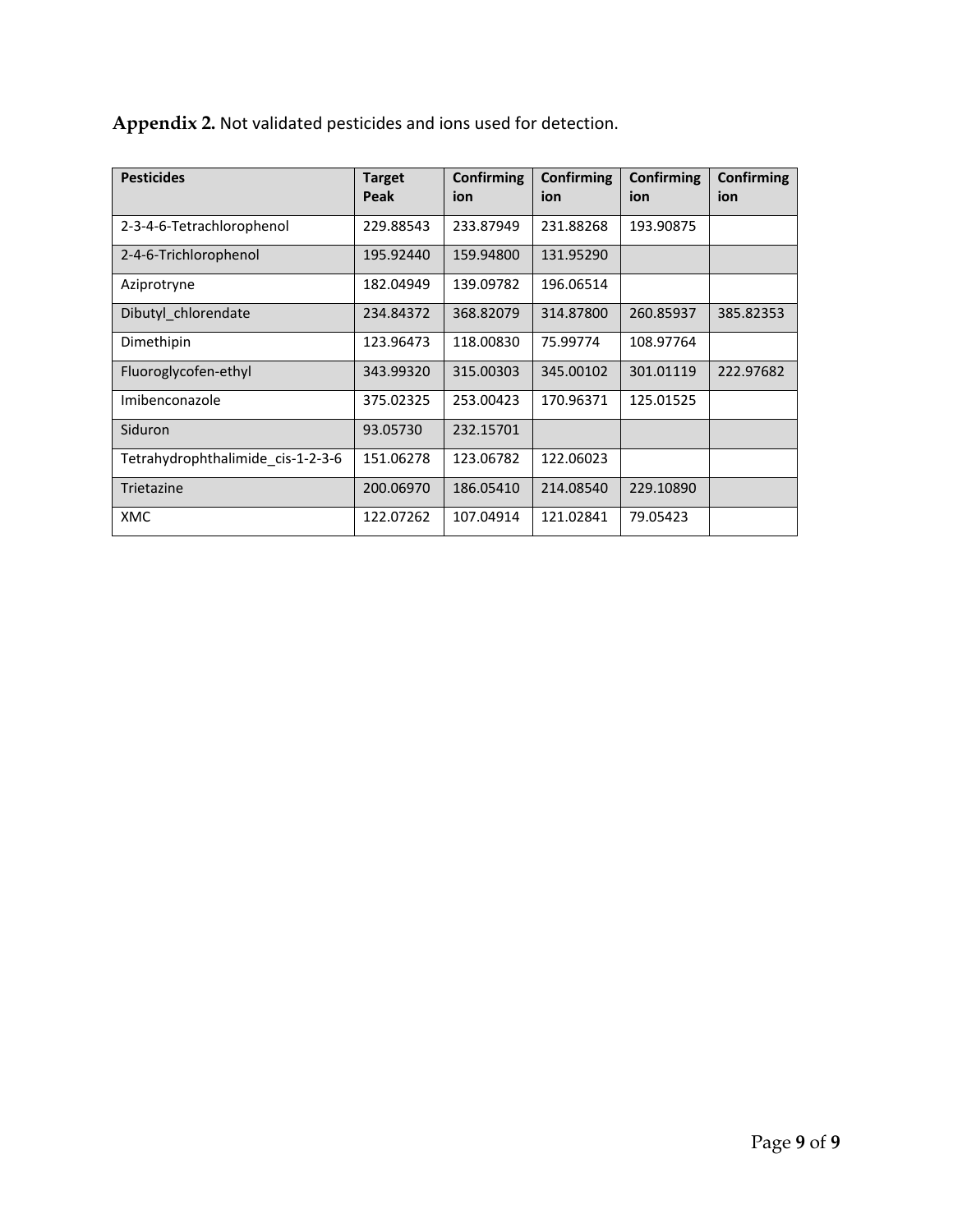**Appendix 2.** Not validated pesticides and ions used for detection.

| Pesticides | Target Peak | Confirming ion | Confirming ion | Confirming ion | Confirming ion |
|---|---|---|---|---|---|
| 2-3-4-6-Tetrachlorophenol | 229.88543 | 233.87949 | 231.88268 | 193.90875 | |
| 2-4-6-Trichlorophenol | 195.92440 | 159.94800 | 131.95290 | | |
| Aziprotryne | 182.04949 | 139.09782 | 196.06514 | | |
| Dibutyl_chlorendate | 234.84372 | 368.82079 | 314.87800 | 260.85937 | 385.82353 |
| Dimethipin | 123.96473 | 118.00830 | 75.99774 | 108.97764 | |
| Fluoroglycofen-ethyl | 343.99320 | 315.00303 | 345.00102 | 301.01119 | 222.97682 |
| Imibenconazole | 375.02325 | 253.00423 | 170.96371 | 125.01525 | |
| Siduron | 93.05730 | 232.15701 | | | |
| Tetrahydrophthalimide_cis-1-2-3-6 | 151.06278 | 123.06782 | 122.06023 | | |
| Trietazine | 200.06970 | 186.05410 | 214.08540 | 229.10890 | |
| XMC | 122.07262 | 107.04914 | 121.02841 | 79.05423 | |